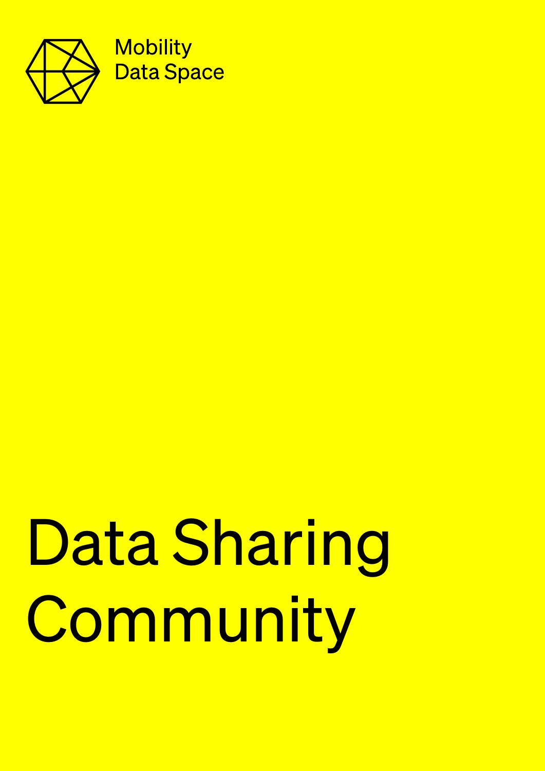Mobility Data Space

# Data Sharing Community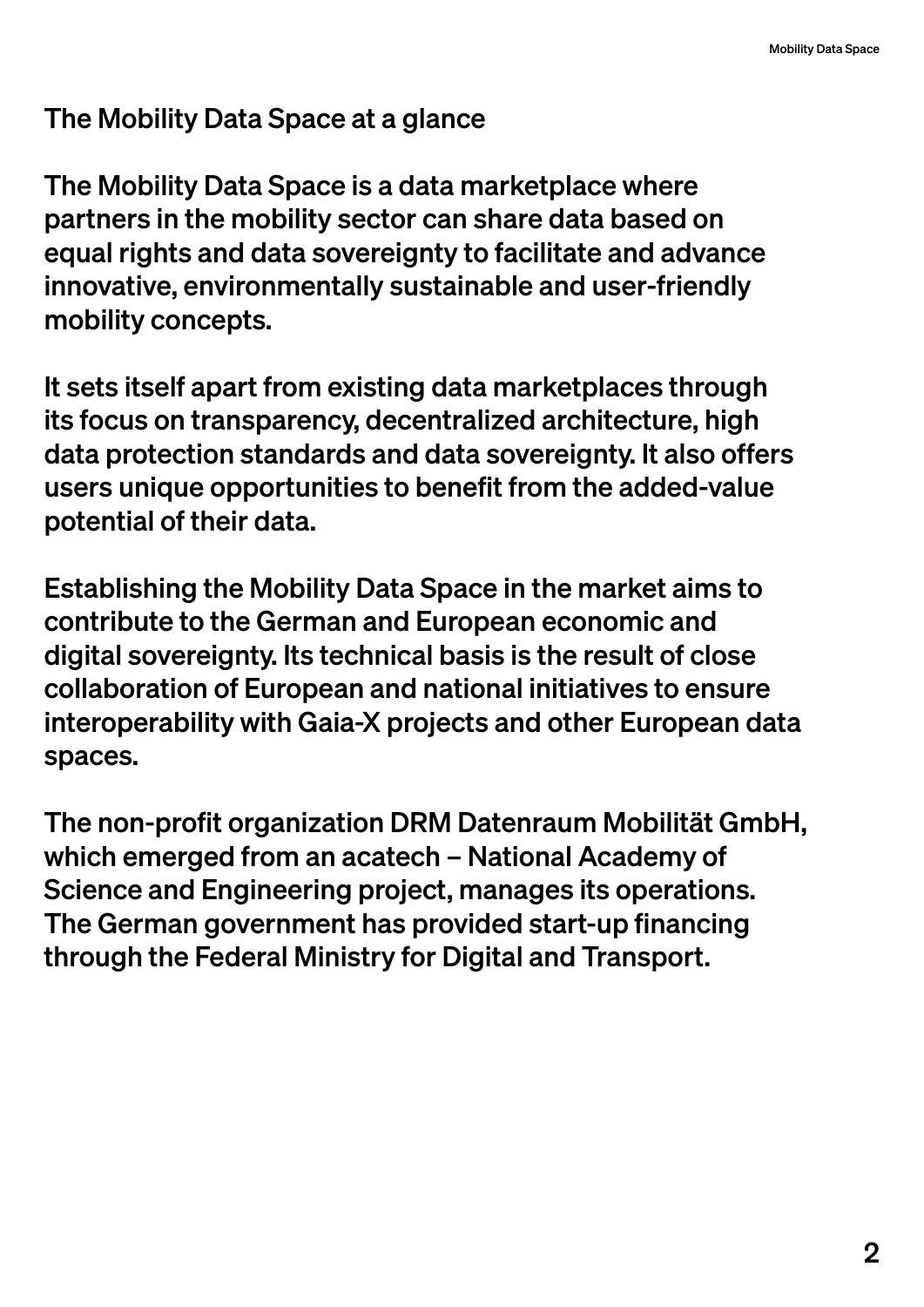## The Mobility Data Space at a glance

The Mobility Data Space is a data marketplace where partners in the mobility sector can share data based on equal rights and data sovereignty to facilitate and advance innovative, environmentally sustainable and user-friendly mobility concepts.

It sets itself apart from existing data marketplaces through its focus on transparency, decentralized architecture, high data protection standards and data sovereignty. It also offers users unique opportunities to benefit from the added-value potential of their data.

Establishing the Mobility Data Space in the market aims to contribute to the German and European economic and digital sovereignty. Its technical basis is the result of close collaboration of European and national initiatives to ensure interoperability with Gaia-X projects and other European data spaces.

The non-profit organization DRM Datenraum Mobilität GmbH, which emerged from an acatech – National Academy of Science and Engineering project, manages its operations. The German government has provided start-up financing through the Federal Ministry for Digital and Transport.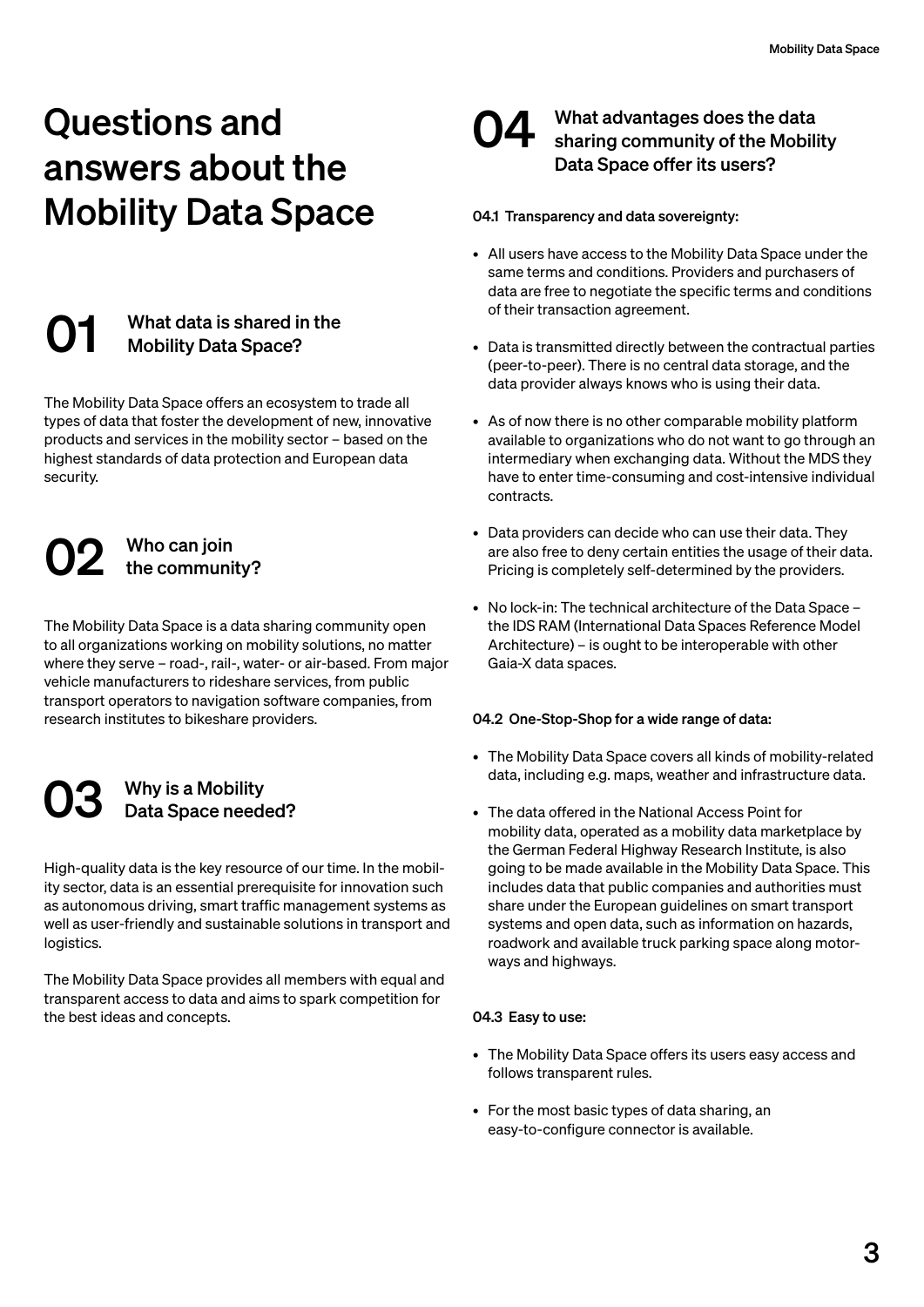# Questions and answers about the Mobility Data Space

## 01 What data is shared in the Mobility Data Space?

The Mobility Data Space offers an ecosystem to trade all types of data that foster the development of new, innovative products and services in the mobility sector – based on the highest standards of data protection and European data security.

## 02 Who can join the community?

The Mobility Data Space is a data sharing community open to all organizations working on mobility solutions, no matter where they serve – road-, rail-, water- or air-based. From major vehicle manufacturers to rideshare services, from public transport operators to navigation software companies, from research institutes to bikeshare providers.

## 03 Why is a Mobility Data Space needed?

High-quality data is the key resource of our time. In the mobility sector, data is an essential prerequisite for innovation such as autonomous driving, smart traffic management systems as well as user-friendly and sustainable solutions in transport and logistics.

The Mobility Data Space provides all members with equal and transparent access to data and aims to spark competition for the best ideas and concepts.

## 04 What advantages does the data sharing community of the Mobility Data Space offer its users?

### 04.1 Transparency and data sovereignty:

- All users have access to the Mobility Data Space under the same terms and conditions. Providers and purchasers of data are free to negotiate the specific terms and conditions of their transaction agreement.
- Data is transmitted directly between the contractual parties (peer-to-peer). There is no central data storage, and the data provider always knows who is using their data.
- As of now there is no other comparable mobility platform available to organizations who do not want to go through an intermediary when exchanging data. Without the MDS they have to enter time-consuming and cost-intensive individual contracts.
- Data providers can decide who can use their data. They are also free to deny certain entities the usage of their data. Pricing is completely self-determined by the providers.
- No lock-in: The technical architecture of the Data Space – the IDS RAM (International Data Spaces Reference Model Architecture) – is ought to be interoperable with other Gaia-X data spaces.

### 04.2 One-Stop-Shop for a wide range of data:

- The Mobility Data Space covers all kinds of mobility-related data, including e.g. maps, weather and infrastructure data.
- The data offered in the National Access Point for mobility data, operated as a mobility data marketplace by the German Federal Highway Research Institute, is also going to be made available in the Mobility Data Space. This includes data that public companies and authorities must share under the European guidelines on smart transport systems and open data, such as information on hazards, roadwork and available truck parking space along motorways and highways.

### 04.3 Easy to use:

- The Mobility Data Space offers its users easy access and follows transparent rules.
- For the most basic types of data sharing, an easy-to-configure connector is available.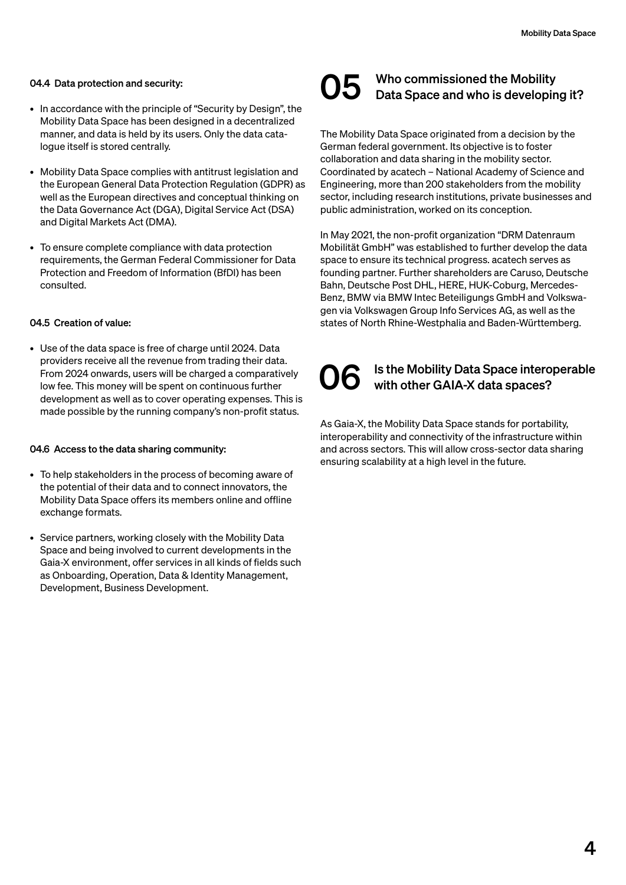#### 04.4 Data protection and security:

- In accordance with the principle of "Security by Design", the Mobility Data Space has been designed in a decentralized manner, and data is held by its users. Only the data catalogue itself is stored centrally.
- Mobility Data Space complies with antitrust legislation and the European General Data Protection Regulation (GDPR) as well as the European directives and conceptual thinking on the Data Governance Act (DGA), Digital Service Act (DSA) and Digital Markets Act (DMA).
- To ensure complete compliance with data protection requirements, the German Federal Commissioner for Data Protection and Freedom of Information (BfDI) has been consulted.

#### 04.5 Creation of value:

- Use of the data space is free of charge until 2024. Data providers receive all the revenue from trading their data. From 2024 onwards, users will be charged a comparatively low fee. This money will be spent on continuous further development as well as to cover operating expenses. This is made possible by the running company's non-profit status.

#### 04.6 Access to the data sharing community:

- To help stakeholders in the process of becoming aware of the potential of their data and to connect innovators, the Mobility Data Space offers its members online and offline exchange formats.
- Service partners, working closely with the Mobility Data Space and being involved to current developments in the Gaia-X environment, offer services in all kinds of fields such as Onboarding, Operation, Data & Identity Management, Development, Business Development.

## 05 Who commissioned the Mobility Data Space and who is developing it?

The Mobility Data Space originated from a decision by the German federal government. Its objective is to foster collaboration and data sharing in the mobility sector. Coordinated by acatech – National Academy of Science and Engineering, more than 200 stakeholders from the mobility sector, including research institutions, private businesses and public administration, worked on its conception.

In May 2021, the non-profit organization "DRM Datenraum Mobilität GmbH" was established to further develop the data space to ensure its technical progress. acatech serves as founding partner. Further shareholders are Caruso, Deutsche Bahn, Deutsche Post DHL, HERE, HUK-Coburg, Mercedes-Benz, BMW via BMW Intec Beteiligungs GmbH and Volkswagen via Volkswagen Group Info Services AG, as well as the states of North Rhine-Westphalia and Baden-Württemberg.

## 06 Is the Mobility Data Space interoperable with other GAIA-X data spaces?

As Gaia-X, the Mobility Data Space stands for portability, interoperability and connectivity of the infrastructure within and across sectors. This will allow cross-sector data sharing ensuring scalability at a high level in the future.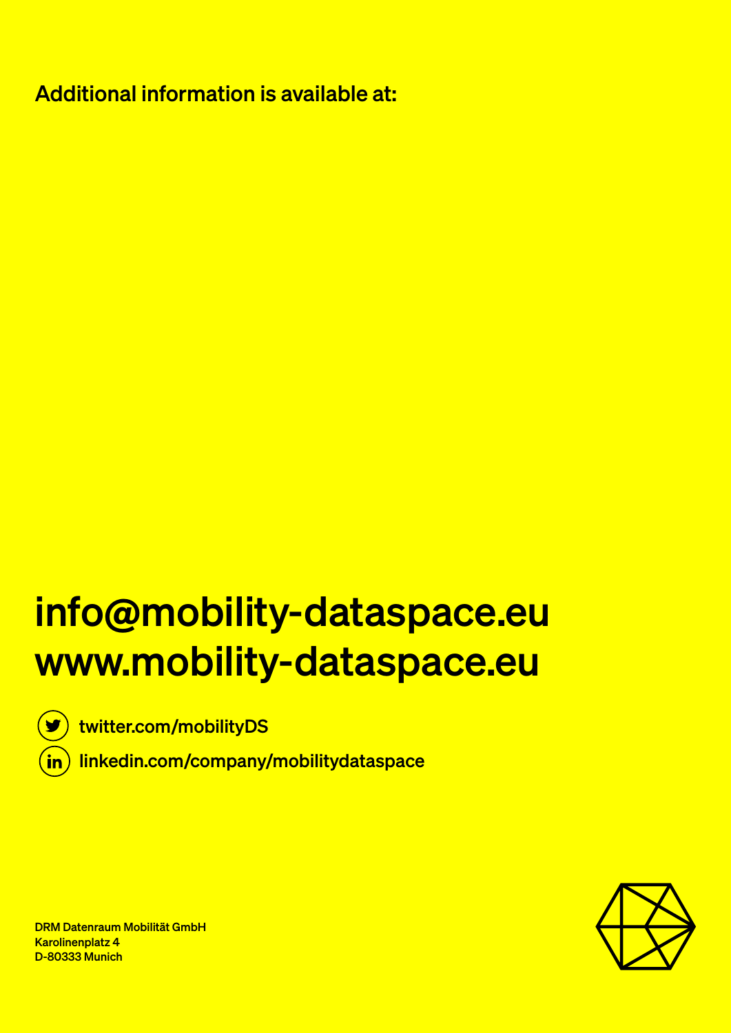Additional information is available at:

# info@mobility-dataspace.eu
# www.mobility-dataspace.eu

twitter.com/mobilityDS

linkedin.com/company/mobilitydataspace

DRM Datenraum Mobilität GmbH
Karolinenplatz 4
D-80333 Munich